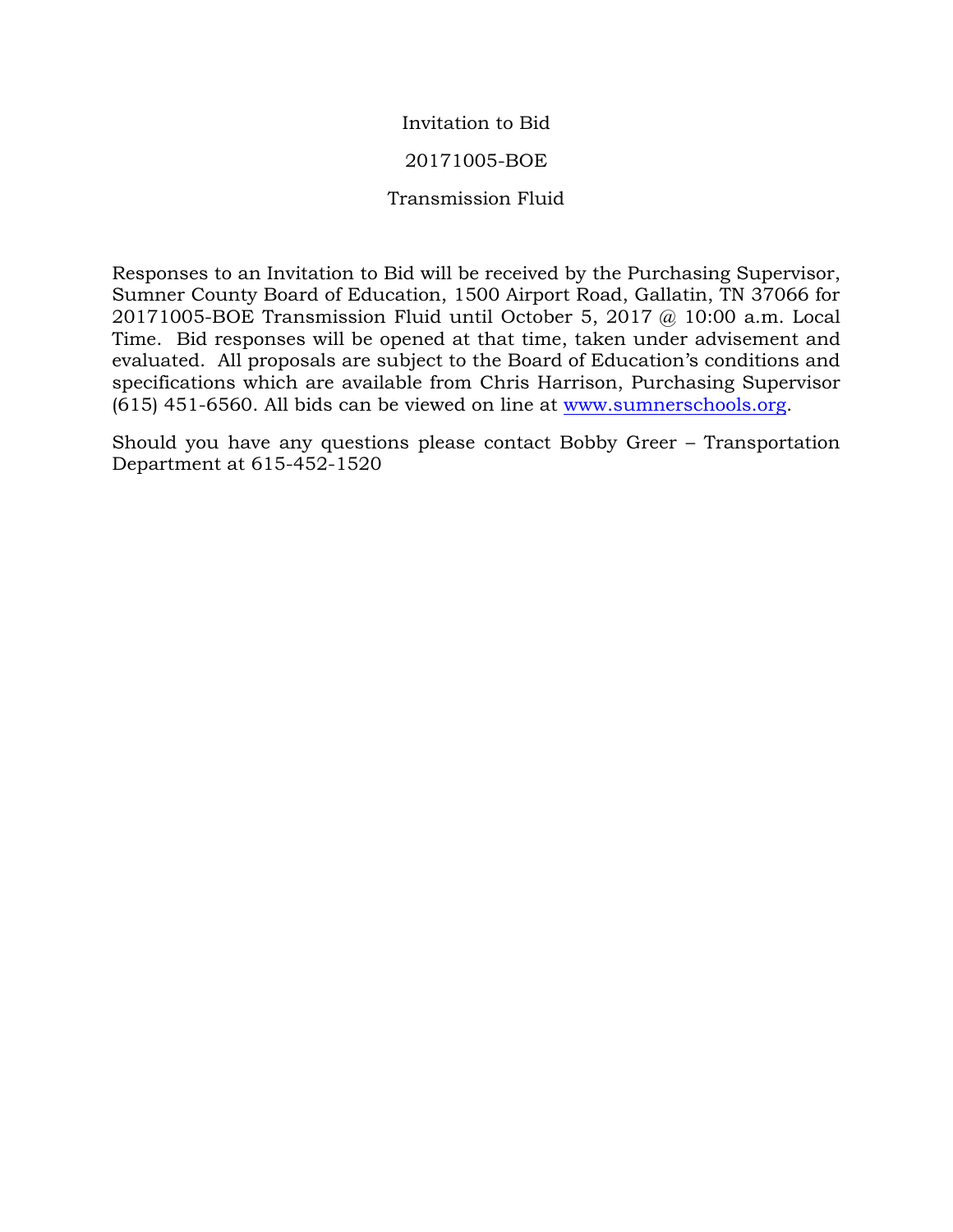# Invitation to Bid

## 20171005-BOE

## Transmission Fluid

Responses to an Invitation to Bid will be received by the Purchasing Supervisor, Sumner County Board of Education, 1500 Airport Road, Gallatin, TN 37066 for 20171005-BOE Transmission Fluid until October 5, 2017 @ 10:00 a.m. Local Time. Bid responses will be opened at that time, taken under advisement and evaluated. All proposals are subject to the Board of Education's conditions and specifications which are available from Chris Harrison, Purchasing Supervisor (615) 451-6560. All bids can be viewed on line at www.sumnerschools.org.

Should you have any questions please contact Bobby Greer – Transportation Department at 615-452-1520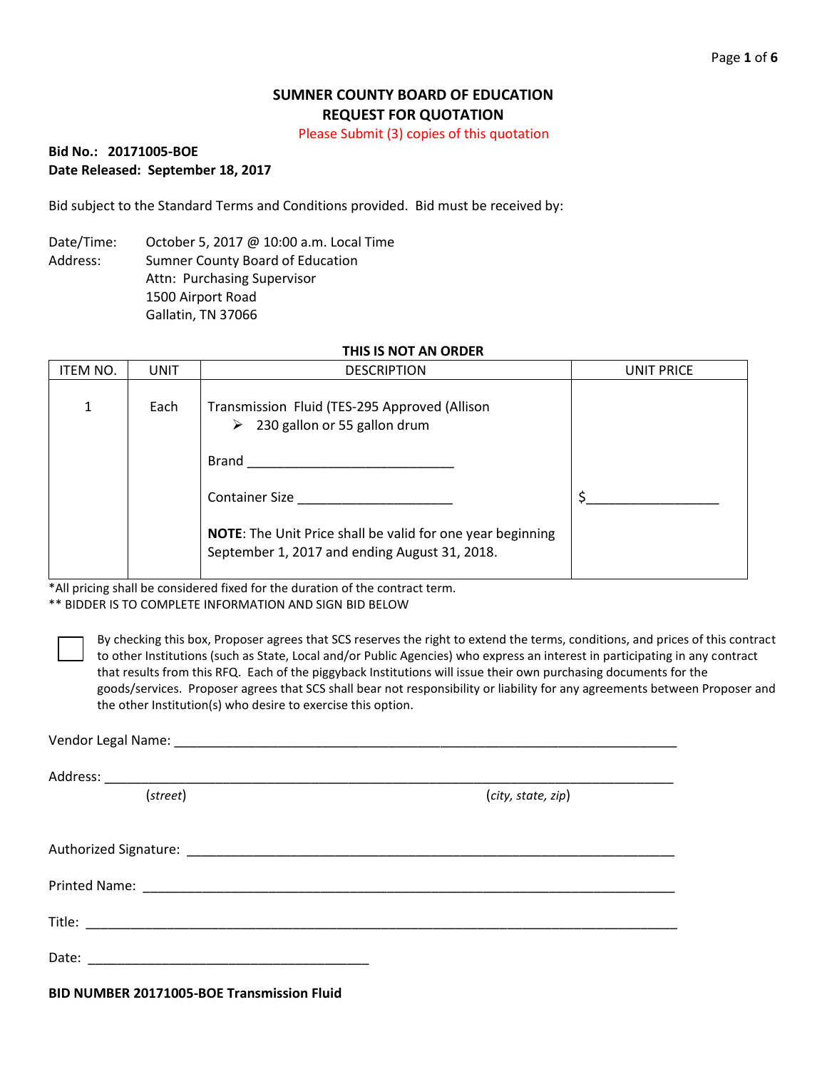# SUMNER COUNTY BOARD OF EDUCATION
## REQUEST FOR QUOTATION

Please Submit (3) copies of this quotation

**Bid No.: 20171005-BOE**
**Date Released: September 18, 2017**

Bid subject to the Standard Terms and Conditions provided. Bid must be received by:

Date/Time: October 5, 2017 @ 10:00 a.m. Local Time
Address: Sumner County Board of Education
Attn: Purchasing Supervisor
1500 Airport Road
Gallatin, TN 37066

**THIS IS NOT AN ORDER**

| ITEM NO. | UNIT | DESCRIPTION | UNIT PRICE |
|---|---|---|---|
| 1 | Each | Transmission Fluid (TES-295 Approved (Allison<br>➢ 230 gallon or 55 gallon drum<br><br>Brand ____________________________<br><br>Container Size _____________________<br><br>**NOTE**: The Unit Price shall be valid for one year beginning September 1, 2017 and ending August 31, 2018. | $_________________ |

*All pricing shall be considered fixed for the duration of the contract term.
** BIDDER IS TO COMPLETE INFORMATION AND SIGN BID BELOW

☐ By checking this box, Proposer agrees that SCS reserves the right to extend the terms, conditions, and prices of this contract to other Institutions (such as State, Local and/or Public Agencies) who express an interest in participating in any contract that results from this RFQ. Each of the piggyback Institutions will issue their own purchasing documents for the goods/services. Proposer agrees that SCS shall bear not responsibility or liability for any agreements between Proposer and the other Institution(s) who desire to exercise this option.

Vendor Legal Name: ______________________________________________________________________

Address: __________________________________________________________________________
(*street*) (*city, state, zip*)

Authorized Signature: ____________________________________________________________________

Printed Name: ________________________________________________________________________

Title: ______________________________________________________________________________

Date: _____________________________________

**BID NUMBER 20171005-BOE Transmission Fluid**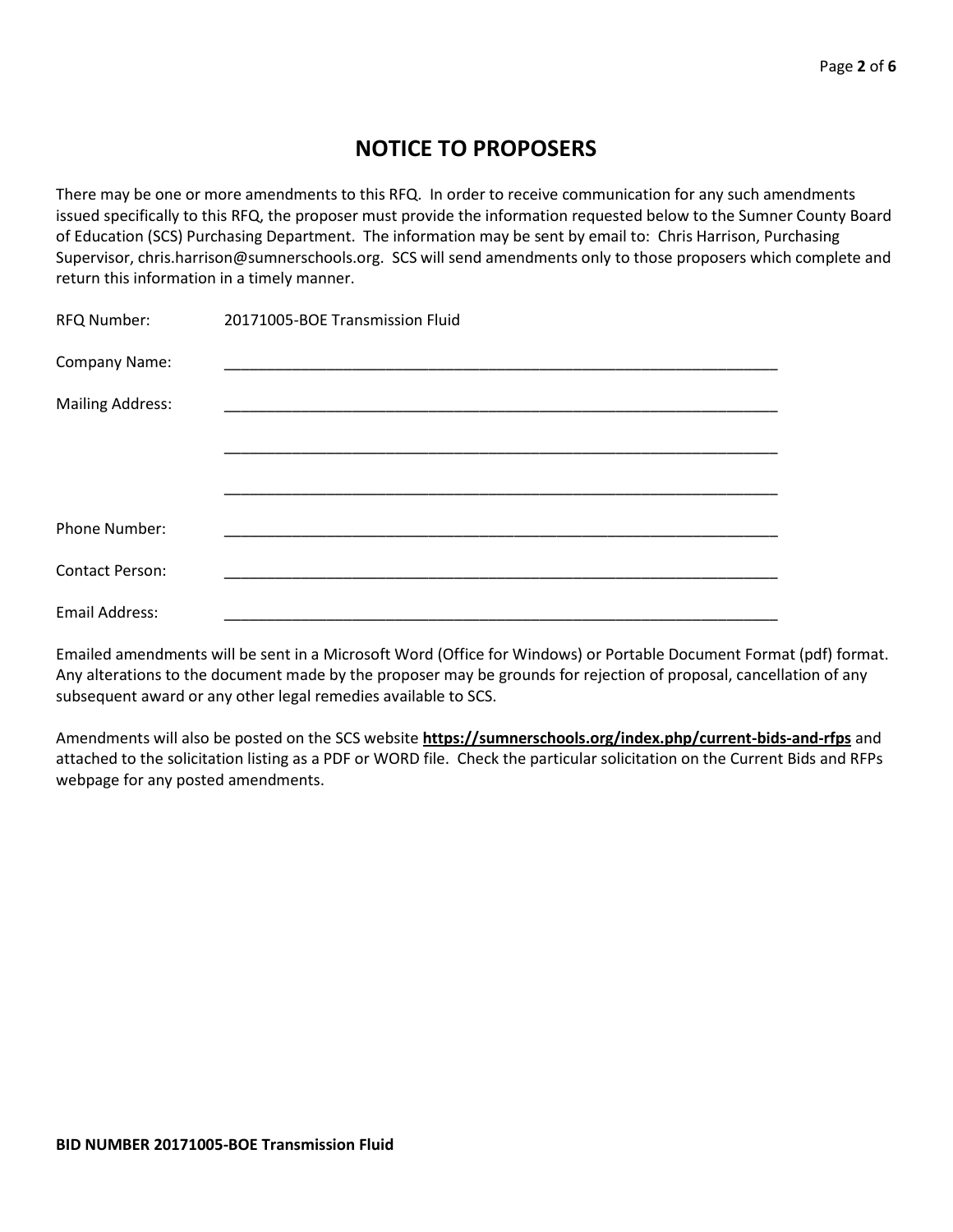# NOTICE TO PROPOSERS

There may be one or more amendments to this RFQ. In order to receive communication for any such amendments issued specifically to this RFQ, the proposer must provide the information requested below to the Sumner County Board of Education (SCS) Purchasing Department. The information may be sent by email to: Chris Harrison, Purchasing Supervisor, chris.harrison@sumnerschools.org. SCS will send amendments only to those proposers which complete and return this information in a timely manner.

RFQ Number: 20171005-BOE Transmission Fluid

Company Name: ____________________________________________________________________

Mailing Address: ____________________________________________________________________

____________________________________________________________________

____________________________________________________________________

Phone Number: ____________________________________________________________________

Contact Person: ____________________________________________________________________

Email Address: ____________________________________________________________________

Emailed amendments will be sent in a Microsoft Word (Office for Windows) or Portable Document Format (pdf) format. Any alterations to the document made by the proposer may be grounds for rejection of proposal, cancellation of any subsequent award or any other legal remedies available to SCS.

Amendments will also be posted on the SCS website **https://sumnerschools.org/index.php/current-bids-and-rfps** and attached to the solicitation listing as a PDF or WORD file. Check the particular solicitation on the Current Bids and RFPs webpage for any posted amendments.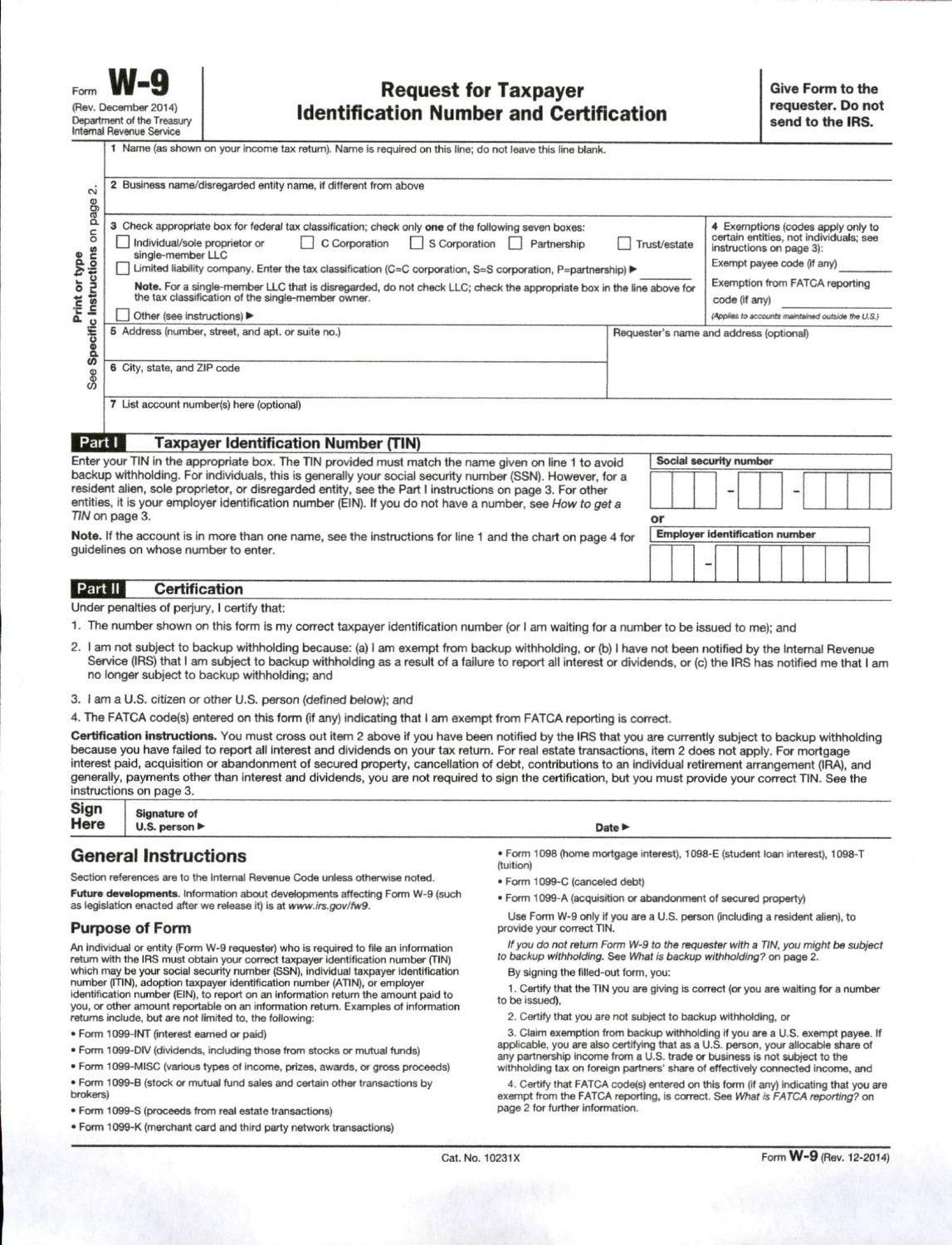Form **W-9**
(Rev. December 2014)
Department of the Treasury
Internal Revenue Service

# Request for Taxpayer Identification Number and Certification

**Give Form to the requester. Do not send to the IRS.**

*Print or type*
*See Specific Instructions on page 2.*

1 Name (as shown on your income tax return). Name is required on this line; do not leave this line blank.

2 Business name/disregarded entity name, if different from above

3 Check appropriate box for federal tax classification; check only **one** of the following seven boxes:

☐ Individual/sole proprietor or single-member LLC ☐ C Corporation ☐ S Corporation ☐ Partnership ☐ Trust/estate

☐ Limited liability company. Enter the tax classification (C=C corporation, S=S corporation, P=partnership) ▶ ______

**Note.** For a single-member LLC that is disregarded, do not check LLC; check the appropriate box in the line above for the tax classification of the single-member owner.

☐ Other (see instructions) ▶

4 Exemptions (codes apply only to certain entities, not individuals; see instructions on page 3):

Exempt payee code (if any) ______

Exemption from FATCA reporting code (if any) ______

*(Applies to accounts maintained outside the U.S.)*

5 Address (number, street, and apt. or suite no.)

Requester's name and address (optional)

6 City, state, and ZIP code

7 List account number(s) here (optional)

## Part I Taxpayer Identification Number (TIN)

Enter your TIN in the appropriate box. The TIN provided must match the name given on line 1 to avoid backup withholding. For individuals, this is generally your social security number (SSN). However, for a resident alien, sole proprietor, or disregarded entity, see the Part I instructions on page 3. For other entities, it is your employer identification number (EIN). If you do not have a number, see *How to get a TIN* on page 3.

**Note.** If the account is in more than one name, see the instructions for line 1 and the chart on page 4 for guidelines on whose number to enter.

**Social security number**

[ ][ ][ ] – [ ][ ] – [ ][ ][ ][ ]

**or**

**Employer identification number**

[ ][ ] – [ ][ ][ ][ ][ ][ ][ ]

## Part II Certification

Under penalties of perjury, I certify that:

1. The number shown on this form is my correct taxpayer identification number (or I am waiting for a number to be issued to me); and
2. I am not subject to backup withholding because: (a) I am exempt from backup withholding, or (b) I have not been notified by the Internal Revenue Service (IRS) that I am subject to backup withholding as a result of a failure to report all interest or dividends, or (c) the IRS has notified me that I am no longer subject to backup withholding; and
3. I am a U.S. citizen or other U.S. person (defined below); and
4. The FATCA code(s) entered on this form (if any) indicating that I am exempt from FATCA reporting is correct.

**Certification instructions.** You must cross out item 2 above if you have been notified by the IRS that you are currently subject to backup withholding because you have failed to report all interest and dividends on your tax return. For real estate transactions, item 2 does not apply. For mortgage interest paid, acquisition or abandonment of secured property, cancellation of debt, contributions to an individual retirement arrangement (IRA), and generally, payments other than interest and dividends, you are not required to sign the certification, but you must provide your correct TIN. See the instructions on page 3.

**Sign Here** Signature of U.S. person ▶ Date ▶

# General Instructions

Section references are to the Internal Revenue Code unless otherwise noted.

**Future developments.** Information about developments affecting Form W-9 (such as legislation enacted after we release it) is at *www.irs.gov/fw9*.

## Purpose of Form

An individual or entity (Form W-9 requester) who is required to file an information return with the IRS must obtain your correct taxpayer identification number (TIN) which may be your social security number (SSN), individual taxpayer identification number (ITIN), adoption taxpayer identification number (ATIN), or employer identification number (EIN), to report on an information return the amount paid to you, or other amount reportable on an information return. Examples of information returns include, but are not limited to, the following:

- Form 1099-INT (interest earned or paid)
- Form 1099-DIV (dividends, including those from stocks or mutual funds)
- Form 1099-MISC (various types of income, prizes, awards, or gross proceeds)
- Form 1099-B (stock or mutual fund sales and certain other transactions by brokers)
- Form 1099-S (proceeds from real estate transactions)
- Form 1099-K (merchant card and third party network transactions)
- Form 1098 (home mortgage interest), 1098-E (student loan interest), 1098-T (tuition)
- Form 1099-C (canceled debt)
- Form 1099-A (acquisition or abandonment of secured property)

Use Form W-9 only if you are a U.S. person (including a resident alien), to provide your correct TIN.

*If you do not return Form W-9 to the requester with a TIN, you might be subject to backup withholding. See What is backup withholding? on page 2.*

By signing the filled-out form, you:

1. Certify that the TIN you are giving is correct (or you are waiting for a number to be issued),
2. Certify that you are not subject to backup withholding, or
3. Claim exemption from backup withholding if you are a U.S. exempt payee. If applicable, you are also certifying that as a U.S. person, your allocable share of any partnership income from a U.S. trade or business is not subject to the withholding tax on foreign partners' share of effectively connected income, and
4. Certify that FATCA code(s) entered on this form (if any) indicating that you are exempt from the FATCA reporting, is correct. See *What is FATCA reporting?* on page 2 for further information.

Cat. No. 10231X

Form **W-9** (Rev. 12-2014)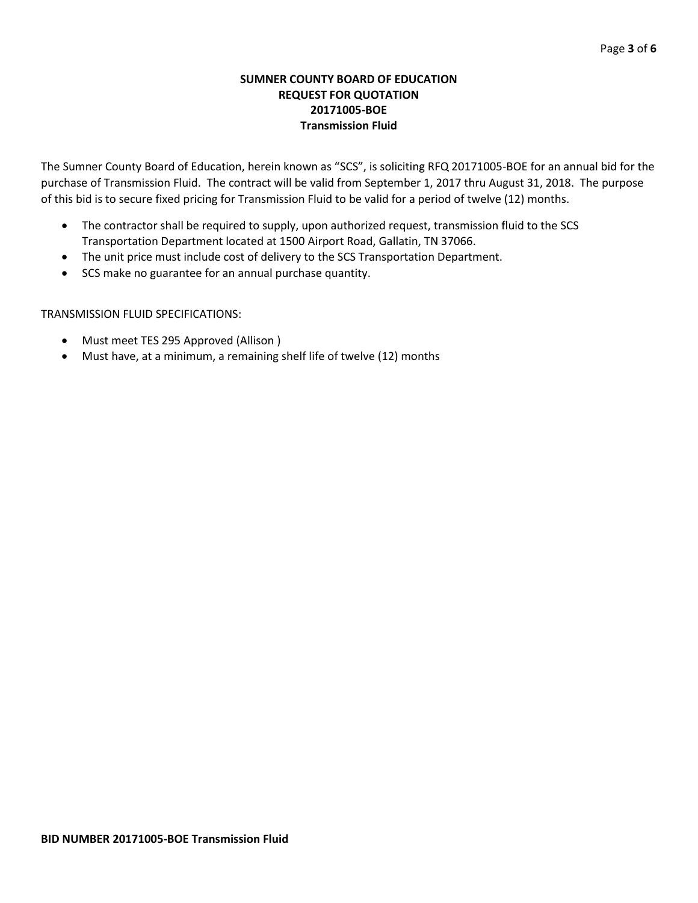**SUMNER COUNTY BOARD OF EDUCATION**
**REQUEST FOR QUOTATION**
**20171005-BOE**
**Transmission Fluid**

The Sumner County Board of Education, herein known as "SCS", is soliciting RFQ 20171005-BOE for an annual bid for the purchase of Transmission Fluid. The contract will be valid from September 1, 2017 thru August 31, 2018. The purpose of this bid is to secure fixed pricing for Transmission Fluid to be valid for a period of twelve (12) months.

- The contractor shall be required to supply, upon authorized request, transmission fluid to the SCS Transportation Department located at 1500 Airport Road, Gallatin, TN 37066.
- The unit price must include cost of delivery to the SCS Transportation Department.
- SCS make no guarantee for an annual purchase quantity.

TRANSMISSION FLUID SPECIFICATIONS:

- Must meet TES 295 Approved (Allison )
- Must have, at a minimum, a remaining shelf life of twelve (12) months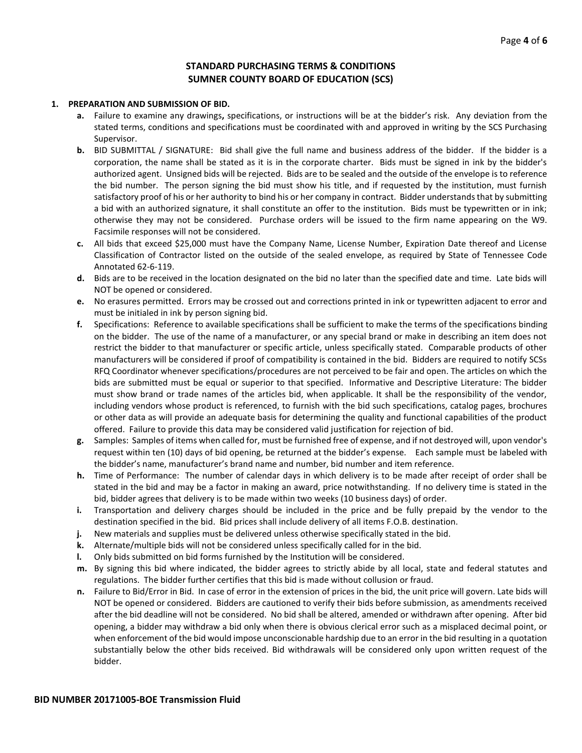## STANDARD PURCHASING TERMS & CONDITIONS
## SUMNER COUNTY BOARD OF EDUCATION (SCS)

**1. PREPARATION AND SUBMISSION OF BID.**

- **a.** Failure to examine any drawings**,** specifications, or instructions will be at the bidder's risk. Any deviation from the stated terms, conditions and specifications must be coordinated with and approved in writing by the SCS Purchasing Supervisor.
- **b.** BID SUBMITTAL / SIGNATURE: Bid shall give the full name and business address of the bidder. If the bidder is a corporation, the name shall be stated as it is in the corporate charter. Bids must be signed in ink by the bidder's authorized agent. Unsigned bids will be rejected. Bids are to be sealed and the outside of the envelope is to reference the bid number. The person signing the bid must show his title, and if requested by the institution, must furnish satisfactory proof of his or her authority to bind his or her company in contract. Bidder understands that by submitting a bid with an authorized signature, it shall constitute an offer to the institution. Bids must be typewritten or in ink; otherwise they may not be considered. Purchase orders will be issued to the firm name appearing on the W9. Facsimile responses will not be considered.
- **c.** All bids that exceed $25,000 must have the Company Name, License Number, Expiration Date thereof and License Classification of Contractor listed on the outside of the sealed envelope, as required by State of Tennessee Code Annotated 62-6-119.
- **d.** Bids are to be received in the location designated on the bid no later than the specified date and time. Late bids will NOT be opened or considered.
- **e.** No erasures permitted. Errors may be crossed out and corrections printed in ink or typewritten adjacent to error and must be initialed in ink by person signing bid.
- **f.** Specifications: Reference to available specifications shall be sufficient to make the terms of the specifications binding on the bidder. The use of the name of a manufacturer, or any special brand or make in describing an item does not restrict the bidder to that manufacturer or specific article, unless specifically stated. Comparable products of other manufacturers will be considered if proof of compatibility is contained in the bid. Bidders are required to notify SCSs RFQ Coordinator whenever specifications/procedures are not perceived to be fair and open. The articles on which the bids are submitted must be equal or superior to that specified. Informative and Descriptive Literature: The bidder must show brand or trade names of the articles bid, when applicable. It shall be the responsibility of the vendor, including vendors whose product is referenced, to furnish with the bid such specifications, catalog pages, brochures or other data as will provide an adequate basis for determining the quality and functional capabilities of the product offered. Failure to provide this data may be considered valid justification for rejection of bid.
- **g.** Samples: Samples of items when called for, must be furnished free of expense, and if not destroyed will, upon vendor's request within ten (10) days of bid opening, be returned at the bidder's expense. Each sample must be labeled with the bidder's name, manufacturer's brand name and number, bid number and item reference.
- **h.** Time of Performance: The number of calendar days in which delivery is to be made after receipt of order shall be stated in the bid and may be a factor in making an award, price notwithstanding. If no delivery time is stated in the bid, bidder agrees that delivery is to be made within two weeks (10 business days) of order.
- **i.** Transportation and delivery charges should be included in the price and be fully prepaid by the vendor to the destination specified in the bid. Bid prices shall include delivery of all items F.O.B. destination.
- **j.** New materials and supplies must be delivered unless otherwise specifically stated in the bid.
- **k.** Alternate/multiple bids will not be considered unless specifically called for in the bid.
- **l.** Only bids submitted on bid forms furnished by the Institution will be considered.
- **m.** By signing this bid where indicated, the bidder agrees to strictly abide by all local, state and federal statutes and regulations. The bidder further certifies that this bid is made without collusion or fraud.
- **n.** Failure to Bid/Error in Bid. In case of error in the extension of prices in the bid, the unit price will govern. Late bids will NOT be opened or considered. Bidders are cautioned to verify their bids before submission, as amendments received after the bid deadline will not be considered. No bid shall be altered, amended or withdrawn after opening. After bid opening, a bidder may withdraw a bid only when there is obvious clerical error such as a misplaced decimal point, or when enforcement of the bid would impose unconscionable hardship due to an error in the bid resulting in a quotation substantially below the other bids received. Bid withdrawals will be considered only upon written request of the bidder.

**BID NUMBER 20171005-BOE Transmission Fluid**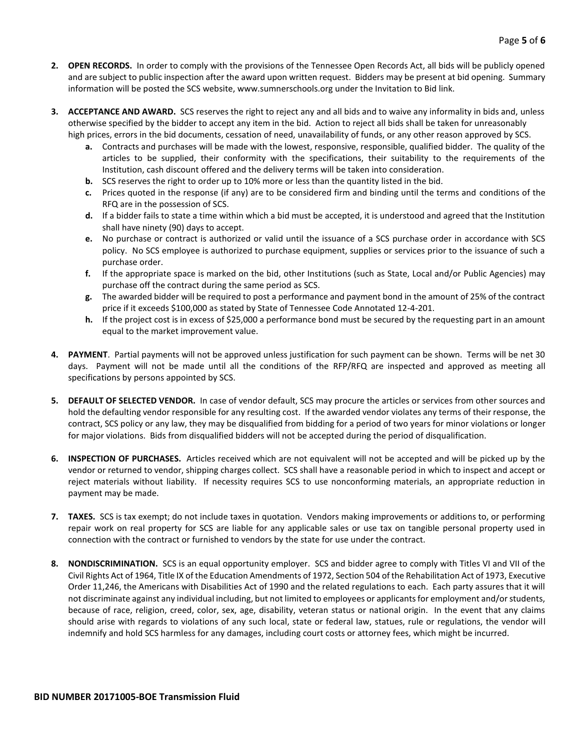2. **OPEN RECORDS.** In order to comply with the provisions of the Tennessee Open Records Act, all bids will be publicly opened and are subject to public inspection after the award upon written request. Bidders may be present at bid opening. Summary information will be posted the SCS website, www.sumnerschools.org under the Invitation to Bid link.

3. **ACCEPTANCE AND AWARD.** SCS reserves the right to reject any and all bids and to waive any informality in bids and, unless otherwise specified by the bidder to accept any item in the bid. Action to reject all bids shall be taken for unreasonably high prices, errors in the bid documents, cessation of need, unavailability of funds, or any other reason approved by SCS.
   - **a.** Contracts and purchases will be made with the lowest, responsive, responsible, qualified bidder. The quality of the articles to be supplied, their conformity with the specifications, their suitability to the requirements of the Institution, cash discount offered and the delivery terms will be taken into consideration.
   - **b.** SCS reserves the right to order up to 10% more or less than the quantity listed in the bid.
   - **c.** Prices quoted in the response (if any) are to be considered firm and binding until the terms and conditions of the RFQ are in the possession of SCS.
   - **d.** If a bidder fails to state a time within which a bid must be accepted, it is understood and agreed that the Institution shall have ninety (90) days to accept.
   - **e.** No purchase or contract is authorized or valid until the issuance of a SCS purchase order in accordance with SCS policy. No SCS employee is authorized to purchase equipment, supplies or services prior to the issuance of such a purchase order.
   - **f.** If the appropriate space is marked on the bid, other Institutions (such as State, Local and/or Public Agencies) may purchase off the contract during the same period as SCS.
   - **g.** The awarded bidder will be required to post a performance and payment bond in the amount of 25% of the contract price if it exceeds $100,000 as stated by State of Tennessee Code Annotated 12-4-201.
   - **h.** If the project cost is in excess of $25,000 a performance bond must be secured by the requesting part in an amount equal to the market improvement value.

4. **PAYMENT**. Partial payments will not be approved unless justification for such payment can be shown. Terms will be net 30 days. Payment will not be made until all the conditions of the RFP/RFQ are inspected and approved as meeting all specifications by persons appointed by SCS.

5. **DEFAULT OF SELECTED VENDOR.** In case of vendor default, SCS may procure the articles or services from other sources and hold the defaulting vendor responsible for any resulting cost. If the awarded vendor violates any terms of their response, the contract, SCS policy or any law, they may be disqualified from bidding for a period of two years for minor violations or longer for major violations. Bids from disqualified bidders will not be accepted during the period of disqualification.

6. **INSPECTION OF PURCHASES.** Articles received which are not equivalent will not be accepted and will be picked up by the vendor or returned to vendor, shipping charges collect. SCS shall have a reasonable period in which to inspect and accept or reject materials without liability. If necessity requires SCS to use nonconforming materials, an appropriate reduction in payment may be made.

7. **TAXES.** SCS is tax exempt; do not include taxes in quotation. Vendors making improvements or additions to, or performing repair work on real property for SCS are liable for any applicable sales or use tax on tangible personal property used in connection with the contract or furnished to vendors by the state for use under the contract.

8. **NONDISCRIMINATION.** SCS is an equal opportunity employer. SCS and bidder agree to comply with Titles VI and VII of the Civil Rights Act of 1964, Title IX of the Education Amendments of 1972, Section 504 of the Rehabilitation Act of 1973, Executive Order 11,246, the Americans with Disabilities Act of 1990 and the related regulations to each. Each party assures that it will not discriminate against any individual including, but not limited to employees or applicants for employment and/or students, because of race, religion, creed, color, sex, age, disability, veteran status or national origin. In the event that any claims should arise with regards to violations of any such local, state or federal law, statues, rule or regulations, the vendor will indemnify and hold SCS harmless for any damages, including court costs or attorney fees, which might be incurred.

**BID NUMBER 20171005-BOE Transmission Fluid**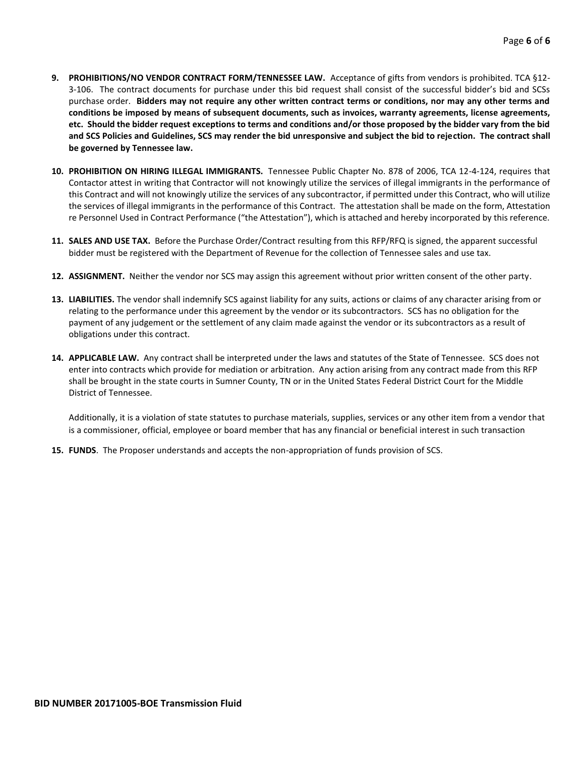9. **PROHIBITIONS/NO VENDOR CONTRACT FORM/TENNESSEE LAW.** Acceptance of gifts from vendors is prohibited. TCA §12-3-106. The contract documents for purchase under this bid request shall consist of the successful bidder's bid and SCSs purchase order. **Bidders may not require any other written contract terms or conditions, nor may any other terms and conditions be imposed by means of subsequent documents, such as invoices, warranty agreements, license agreements, etc. Should the bidder request exceptions to terms and conditions and/or those proposed by the bidder vary from the bid and SCS Policies and Guidelines, SCS may render the bid unresponsive and subject the bid to rejection. The contract shall be governed by Tennessee law.**

10. **PROHIBITION ON HIRING ILLEGAL IMMIGRANTS.** Tennessee Public Chapter No. 878 of 2006, TCA 12-4-124, requires that Contactor attest in writing that Contractor will not knowingly utilize the services of illegal immigrants in the performance of this Contract and will not knowingly utilize the services of any subcontractor, if permitted under this Contract, who will utilize the services of illegal immigrants in the performance of this Contract. The attestation shall be made on the form, Attestation re Personnel Used in Contract Performance ("the Attestation"), which is attached and hereby incorporated by this reference.

11. **SALES AND USE TAX.** Before the Purchase Order/Contract resulting from this RFP/RFQ is signed, the apparent successful bidder must be registered with the Department of Revenue for the collection of Tennessee sales and use tax.

12. **ASSIGNMENT.** Neither the vendor nor SCS may assign this agreement without prior written consent of the other party.

13. **LIABILITIES.** The vendor shall indemnify SCS against liability for any suits, actions or claims of any character arising from or relating to the performance under this agreement by the vendor or its subcontractors. SCS has no obligation for the payment of any judgement or the settlement of any claim made against the vendor or its subcontractors as a result of obligations under this contract.

14. **APPLICABLE LAW.** Any contract shall be interpreted under the laws and statutes of the State of Tennessee. SCS does not enter into contracts which provide for mediation or arbitration. Any action arising from any contract made from this RFP shall be brought in the state courts in Sumner County, TN or in the United States Federal District Court for the Middle District of Tennessee.

    Additionally, it is a violation of state statutes to purchase materials, supplies, services or any other item from a vendor that is a commissioner, official, employee or board member that has any financial or beneficial interest in such transaction

15. **FUNDS**. The Proposer understands and accepts the non-appropriation of funds provision of SCS.

**BID NUMBER 20171005-BOE Transmission Fluid**